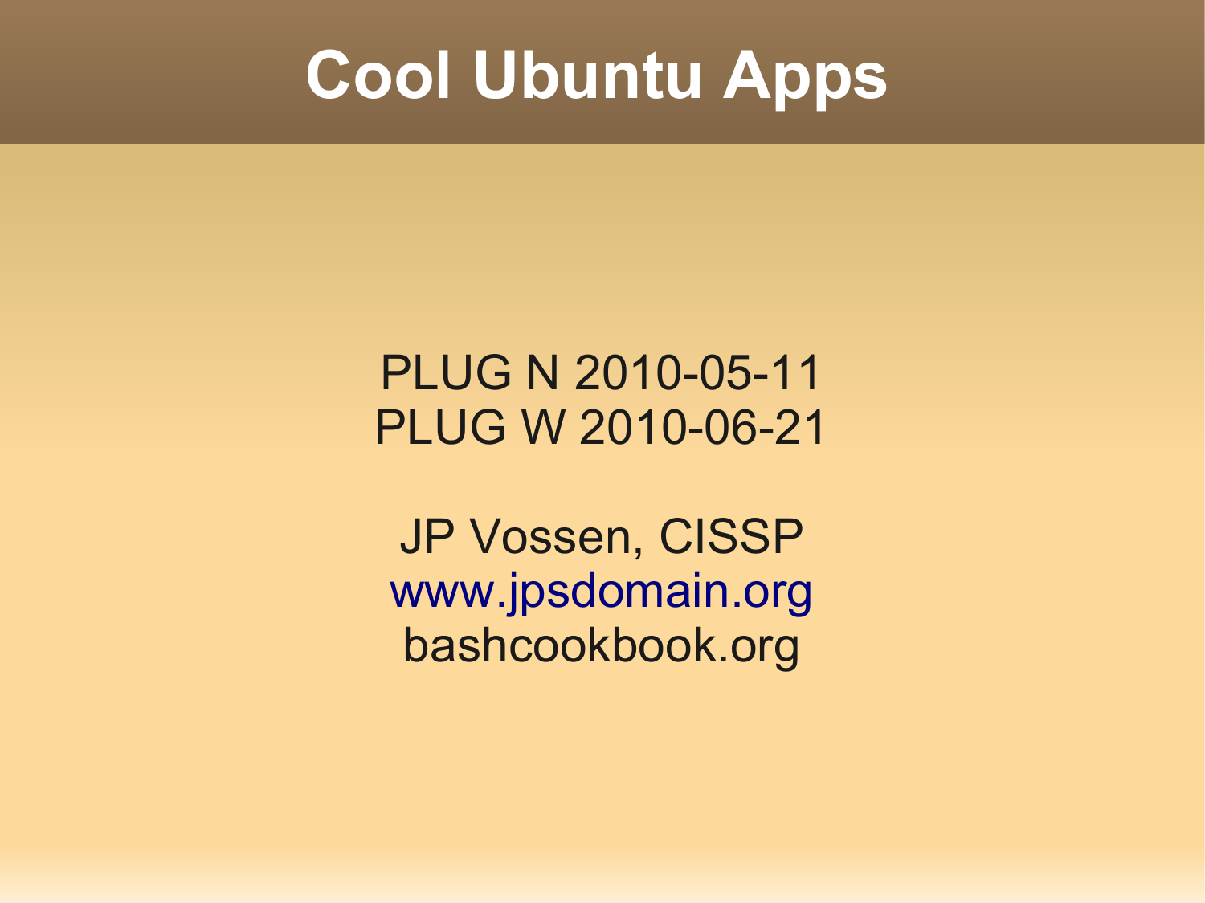# Cool Ubuntu Apps

PLUG N 2010-05-11
PLUG W 2010-06-21

JP Vossen, CISSP
www.jpsdomain.org
bashcookbook.org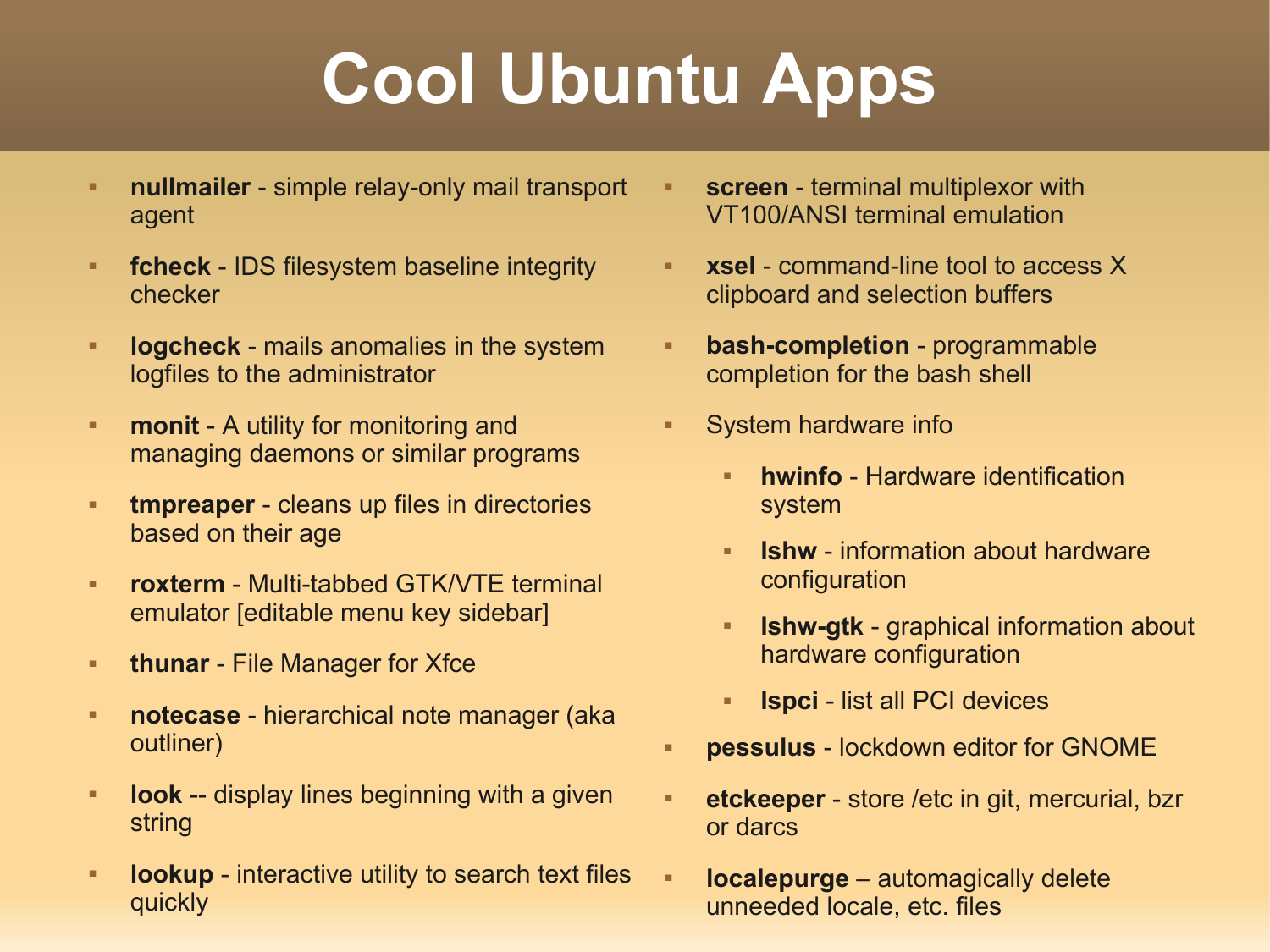# Cool Ubuntu Apps

- **nullmailer** - simple relay-only mail transport agent
- **fcheck** - IDS filesystem baseline integrity checker
- **logcheck** - mails anomalies in the system logfiles to the administrator
- **monit** - A utility for monitoring and managing daemons or similar programs
- **tmpreaper** - cleans up files in directories based on their age
- **roxterm** - Multi-tabbed GTK/VTE terminal emulator [editable menu key sidebar]
- **thunar** - File Manager for Xfce
- **notecase** - hierarchical note manager (aka outliner)
- **look** -- display lines beginning with a given string
- **lookup** - interactive utility to search text files quickly
- **screen** - terminal multiplexor with VT100/ANSI terminal emulation
- **xsel** - command-line tool to access X clipboard and selection buffers
- **bash-completion** - programmable completion for the bash shell
- System hardware info
  - **hwinfo** - Hardware identification system
  - **lshw** - information about hardware configuration
  - **lshw-gtk** - graphical information about hardware configuration
  - **lspci** - list all PCI devices
- **pessulus** - lockdown editor for GNOME
- **etckeeper** - store /etc in git, mercurial, bzr or darcs
- **localepurge** – automagically delete unneeded locale, etc. files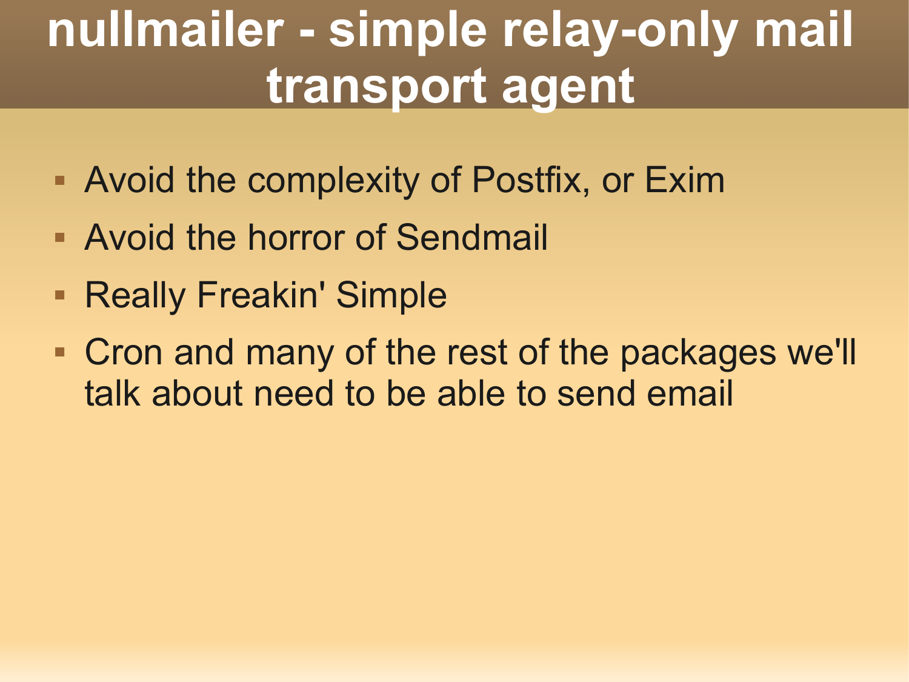# nullmailer - simple relay-only mail transport agent

- Avoid the complexity of Postfix, or Exim
- Avoid the horror of Sendmail
- Really Freakin' Simple
- Cron and many of the rest of the packages we'll talk about need to be able to send email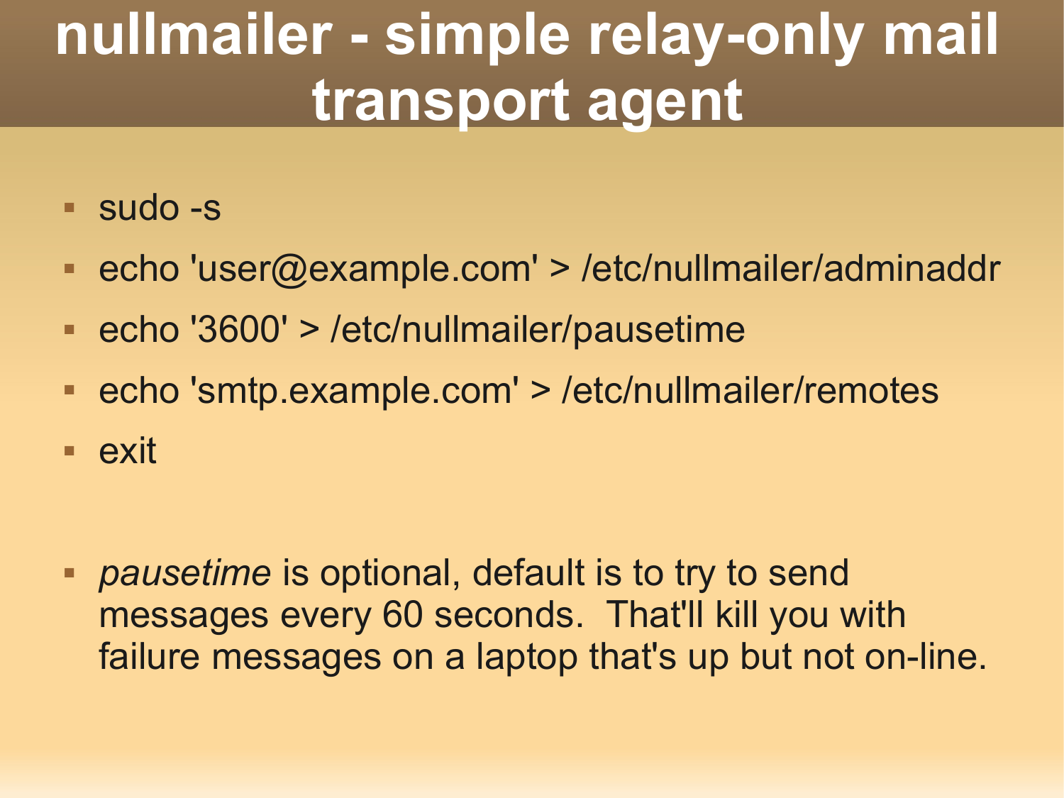# nullmailer - simple relay-only mail transport agent

- sudo -s
- echo 'user@example.com' > /etc/nullmailer/adminaddr
- echo '3600' > /etc/nullmailer/pausetime
- echo 'smtp.example.com' > /etc/nullmailer/remotes
- exit

- *pausetime* is optional, default is to try to send messages every 60 seconds. That'll kill you with failure messages on a laptop that's up but not on-line.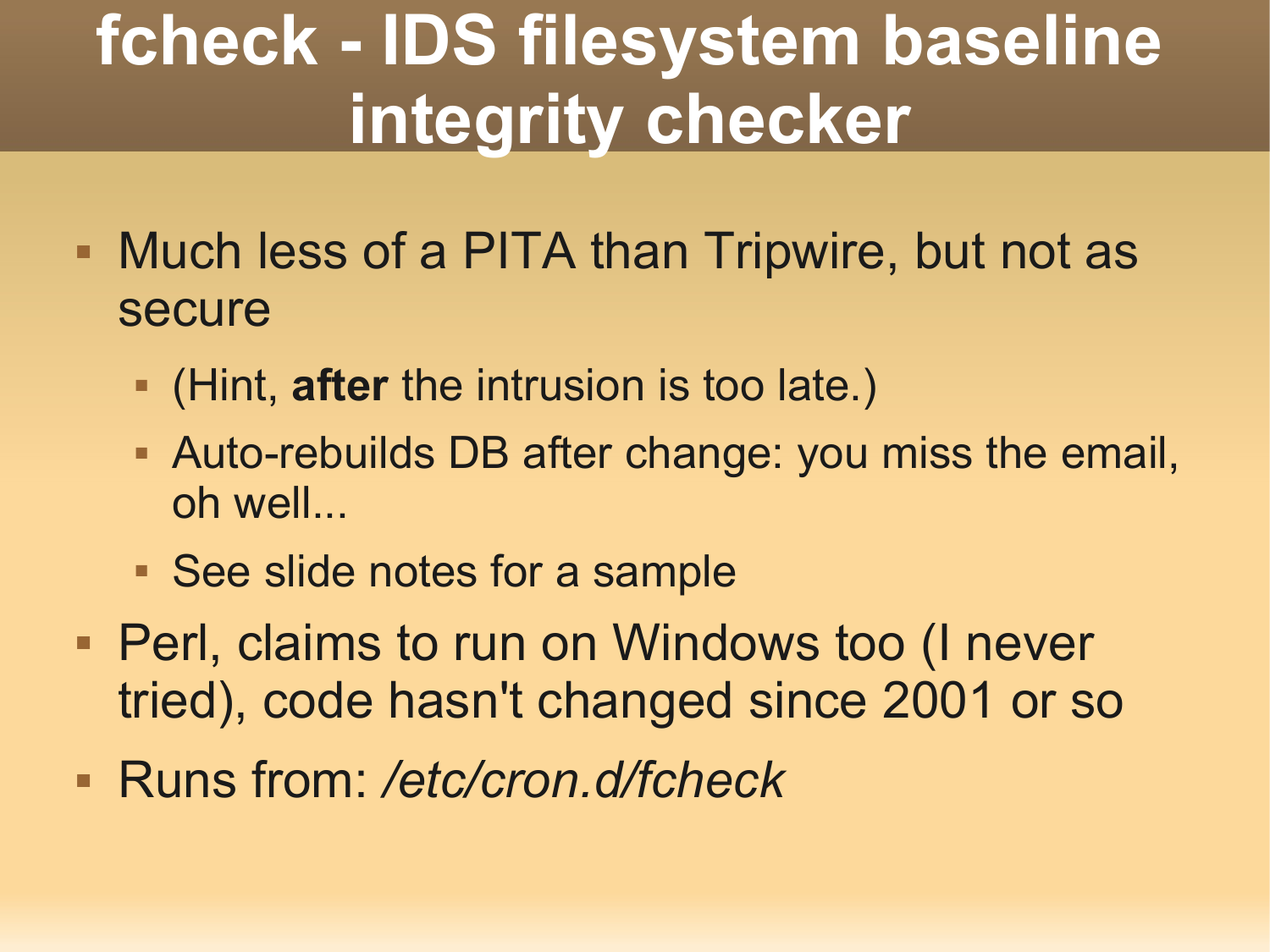# fcheck - IDS filesystem baseline integrity checker

- Much less of a PITA than Tripwire, but not as secure
  - (Hint, **after** the intrusion is too late.)
  - Auto-rebuilds DB after change: you miss the email, oh well...
  - See slide notes for a sample
- Perl, claims to run on Windows too (I never tried), code hasn't changed since 2001 or so
- Runs from: */etc/cron.d/fcheck*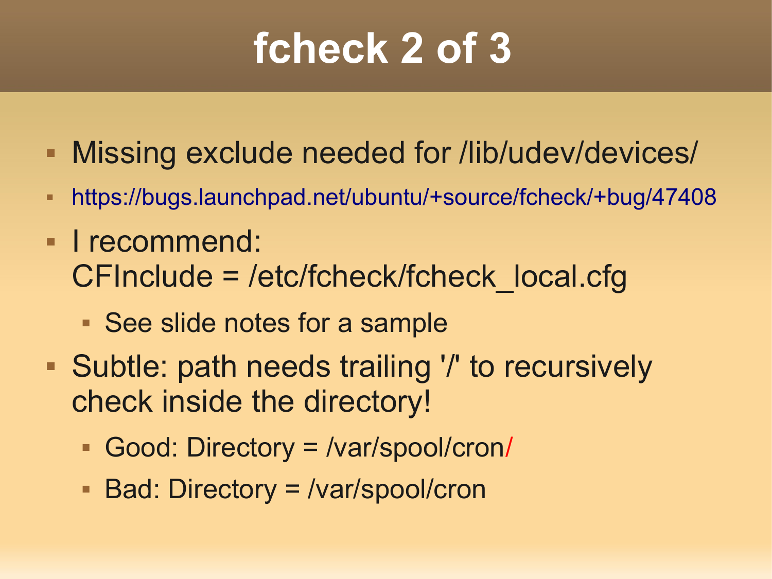# fcheck 2 of 3

- Missing exclude needed for /lib/udev/devices/
- https://bugs.launchpad.net/ubuntu/+source/fcheck/+bug/47408
- I recommend:
  CFInclude = /etc/fcheck/fcheck_local.cfg
  - See slide notes for a sample
- Subtle: path needs trailing '/' to recursively check inside the directory!
  - Good: Directory = /var/spool/cron/
  - Bad: Directory = /var/spool/cron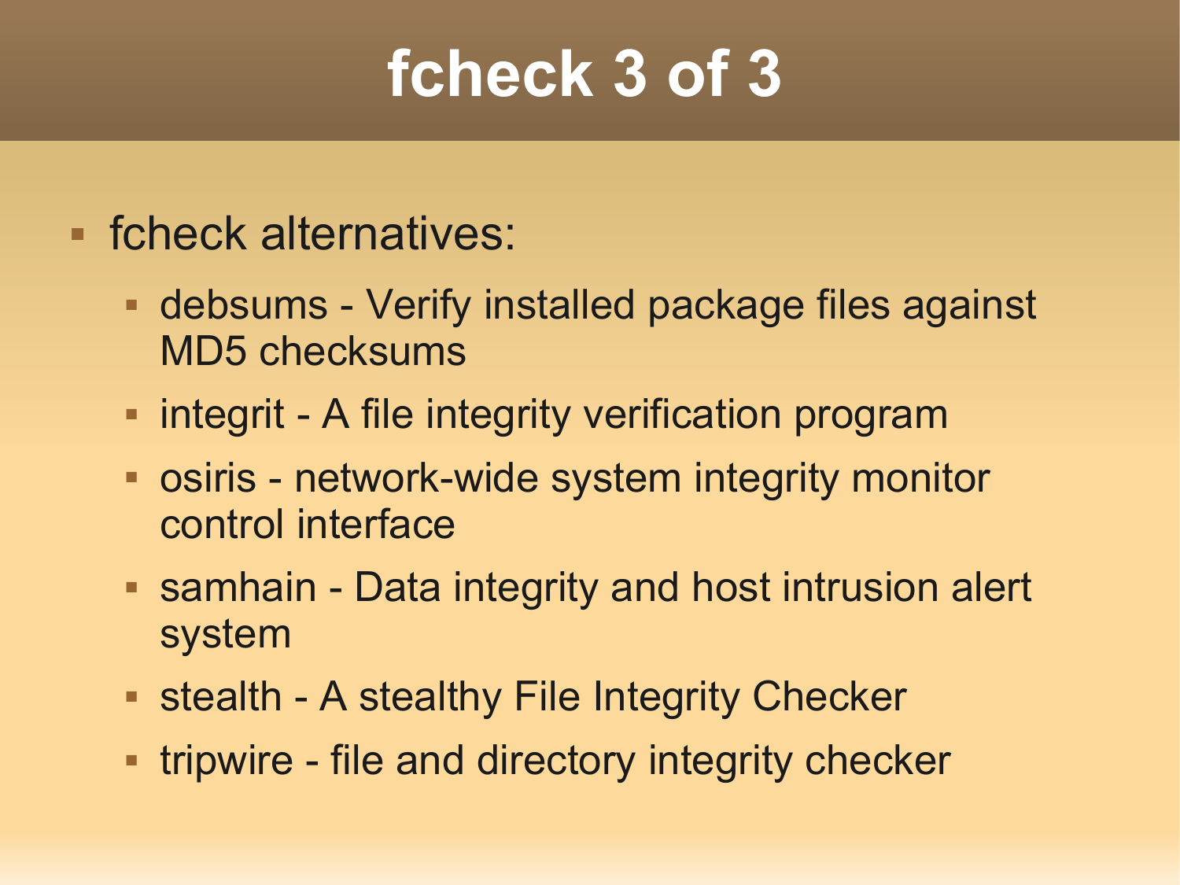# fcheck 3 of 3

- fcheck alternatives:
  - debsums - Verify installed package files against MD5 checksums
  - integrit - A file integrity verification program
  - osiris - network-wide system integrity monitor control interface
  - samhain - Data integrity and host intrusion alert system
  - stealth - A stealthy File Integrity Checker
  - tripwire - file and directory integrity checker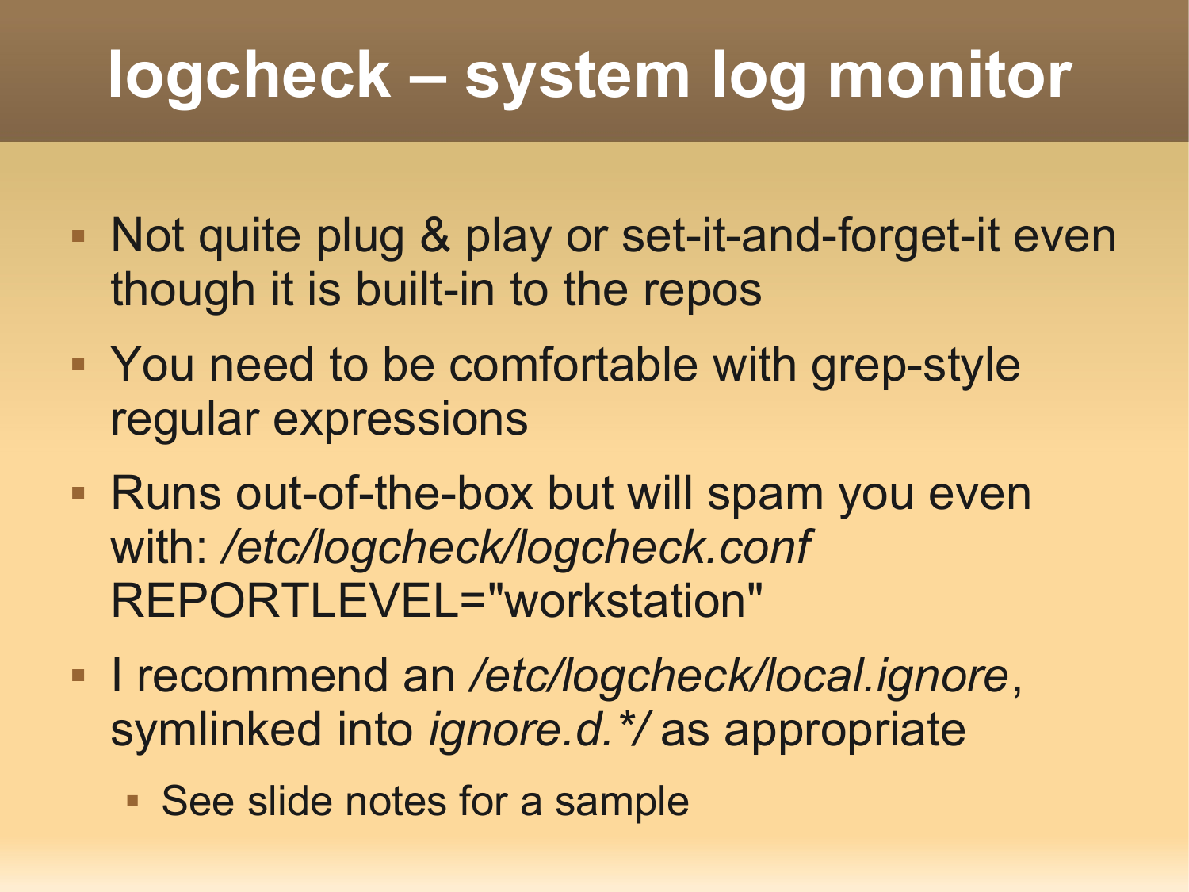# logcheck – system log monitor

- Not quite plug & play or set-it-and-forget-it even though it is built-in to the repos
- You need to be comfortable with grep-style regular expressions
- Runs out-of-the-box but will spam you even with: */etc/logcheck/logcheck.conf* REPORTLEVEL="workstation"
- I recommend an */etc/logcheck/local.ignore*, symlinked into *ignore.d.*/* as appropriate
  - See slide notes for a sample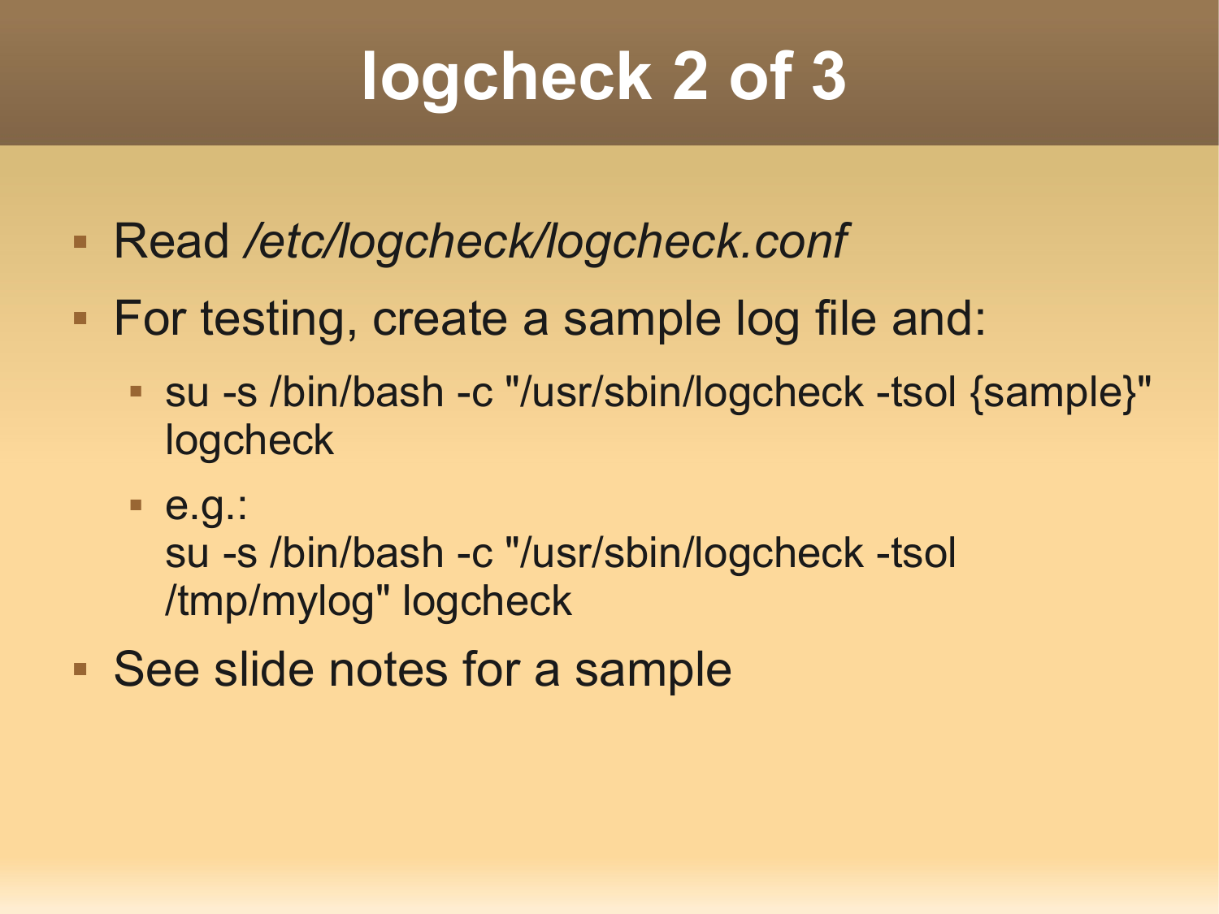# logcheck 2 of 3

- Read */etc/logcheck/logcheck.conf*
- For testing, create a sample log file and:
  - su -s /bin/bash -c "/usr/sbin/logcheck -tsol {sample}" logcheck
  - e.g.:
    su -s /bin/bash -c "/usr/sbin/logcheck -tsol /tmp/mylog" logcheck
- See slide notes for a sample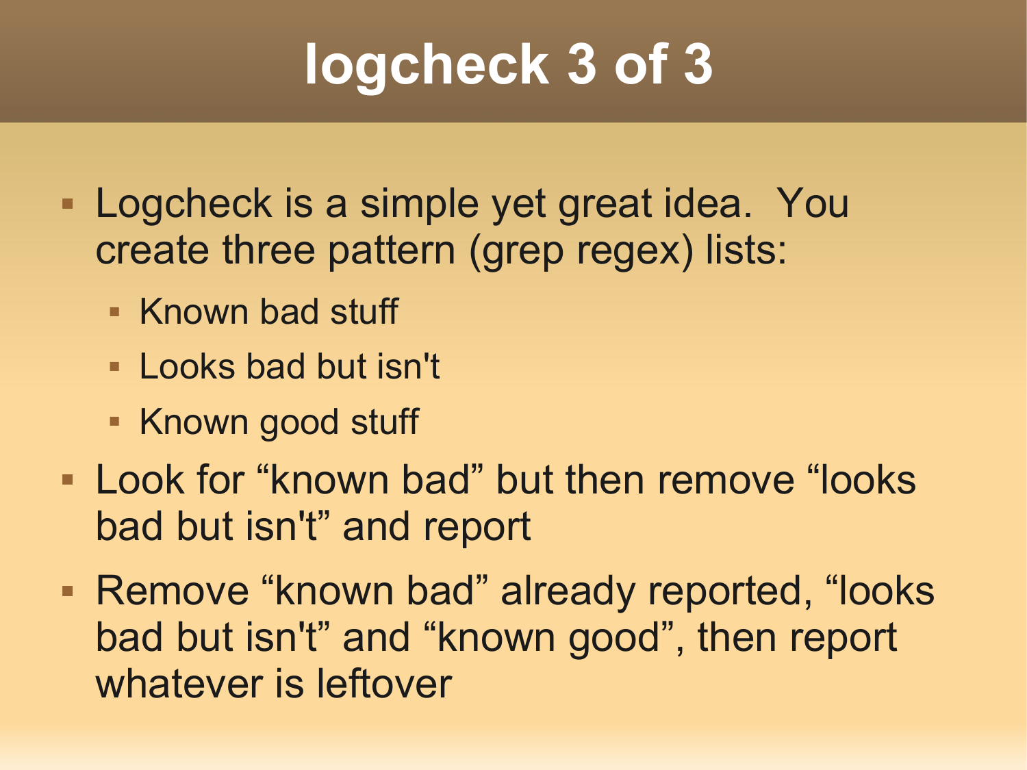# logcheck 3 of 3

- Logcheck is a simple yet great idea.  You create three pattern (grep regex) lists:
  - Known bad stuff
  - Looks bad but isn't
  - Known good stuff
- Look for "known bad" but then remove "looks bad but isn't" and report
- Remove "known bad" already reported, "looks bad but isn't" and "known good", then report whatever is leftover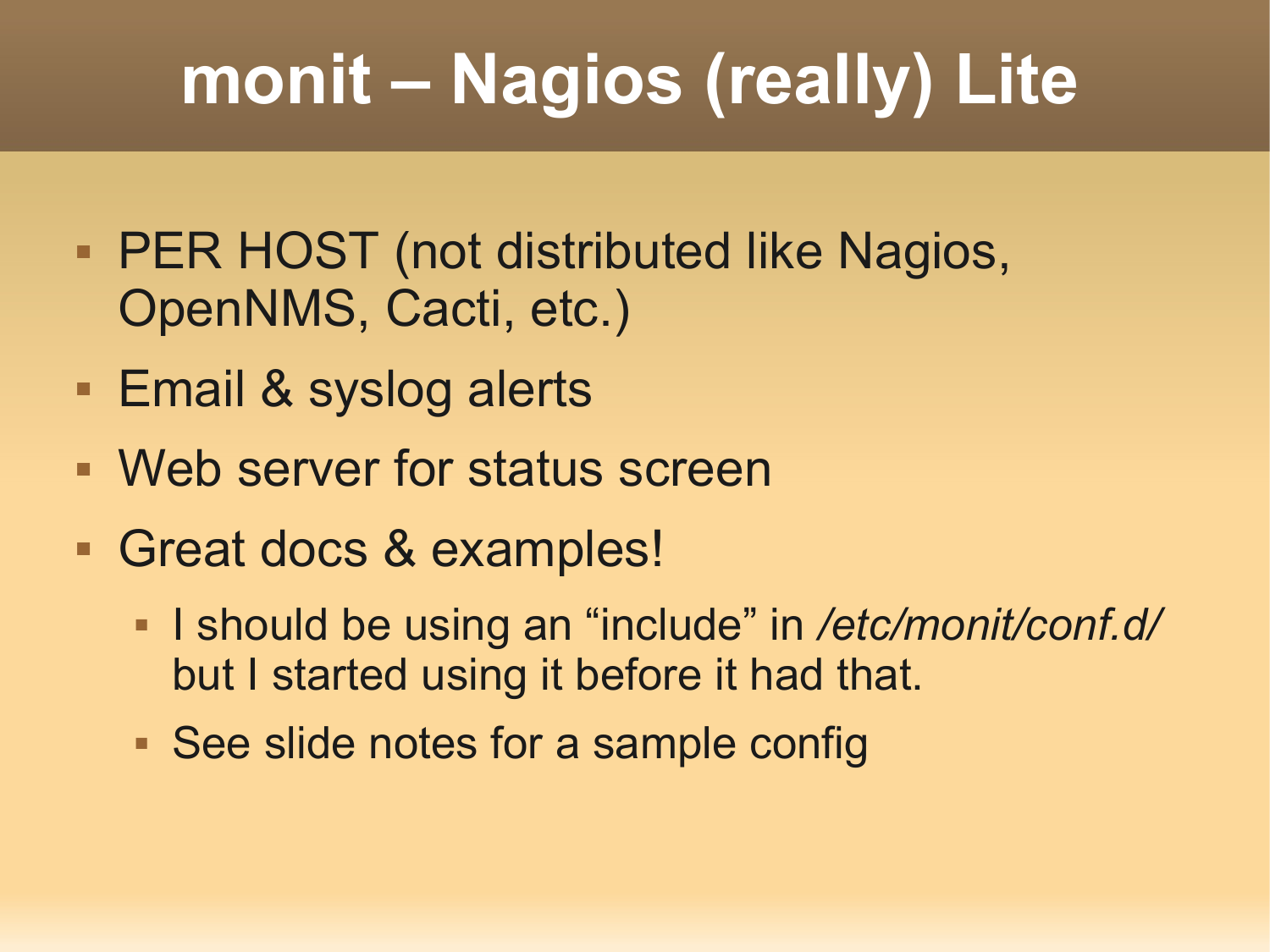# monit – Nagios (really) Lite

- PER HOST (not distributed like Nagios, OpenNMS, Cacti, etc.)
- Email & syslog alerts
- Web server for status screen
- Great docs & examples!
  - I should be using an “include” in */etc/monit/conf.d/* but I started using it before it had that.
  - See slide notes for a sample config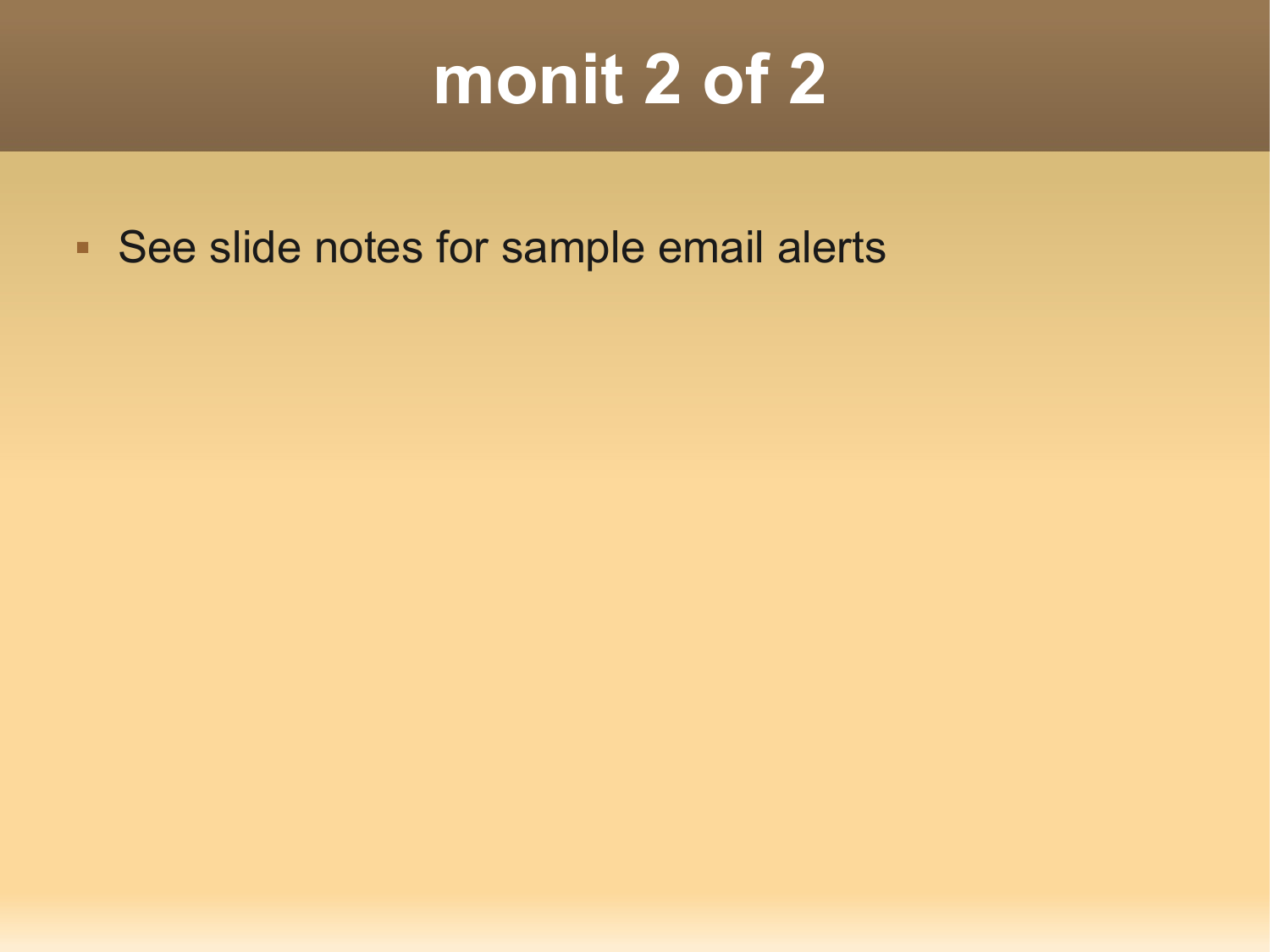# monit 2 of 2

- See slide notes for sample email alerts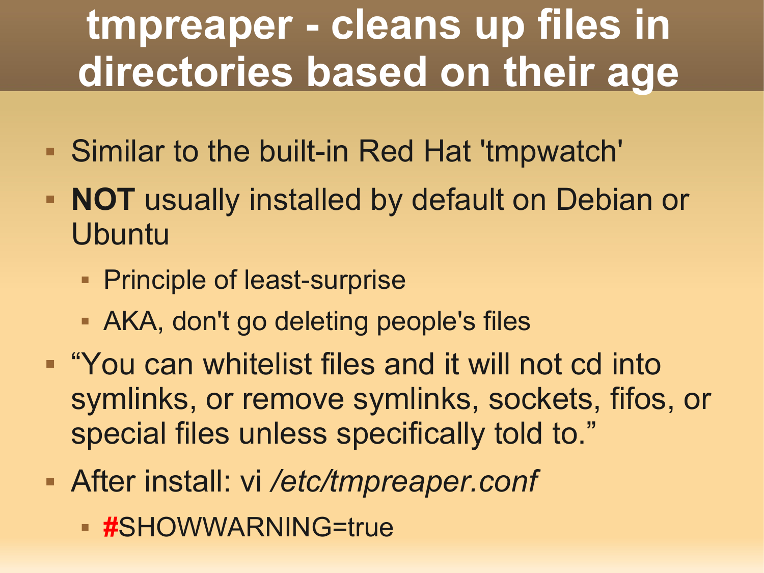# tmpreaper - cleans up files in directories based on their age

- Similar to the built-in Red Hat 'tmpwatch'
- **NOT** usually installed by default on Debian or Ubuntu
  - Principle of least-surprise
  - AKA, don't go deleting people's files
- “You can whitelist files and it will not cd into symlinks, or remove symlinks, sockets, fifos, or special files unless specifically told to.”
- After install: vi */etc/tmpreaper.conf*
  - #SHOWWARNING=true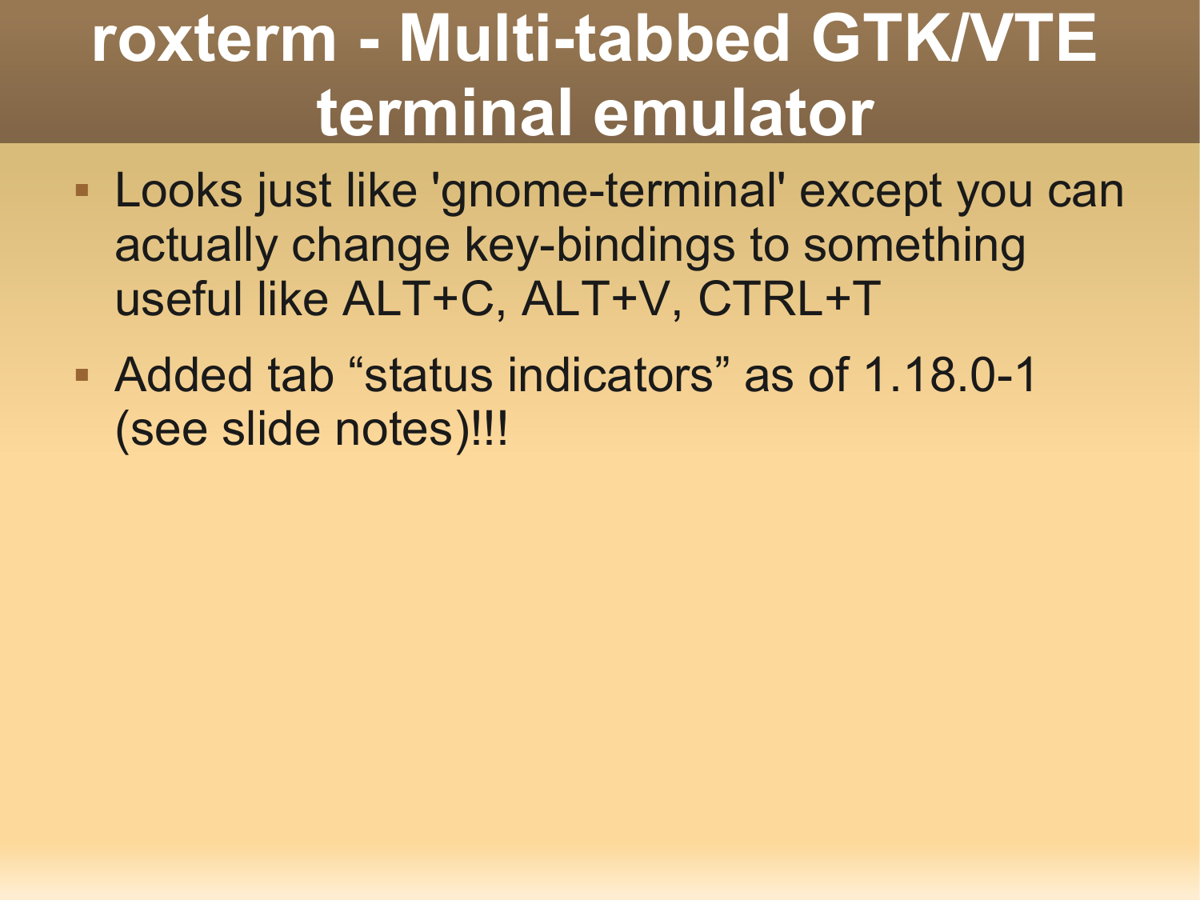# roxterm - Multi-tabbed GTK/VTE terminal emulator

- Looks just like 'gnome-terminal' except you can actually change key-bindings to something useful like ALT+C, ALT+V, CTRL+T
- Added tab “status indicators” as of 1.18.0-1 (see slide notes)!!!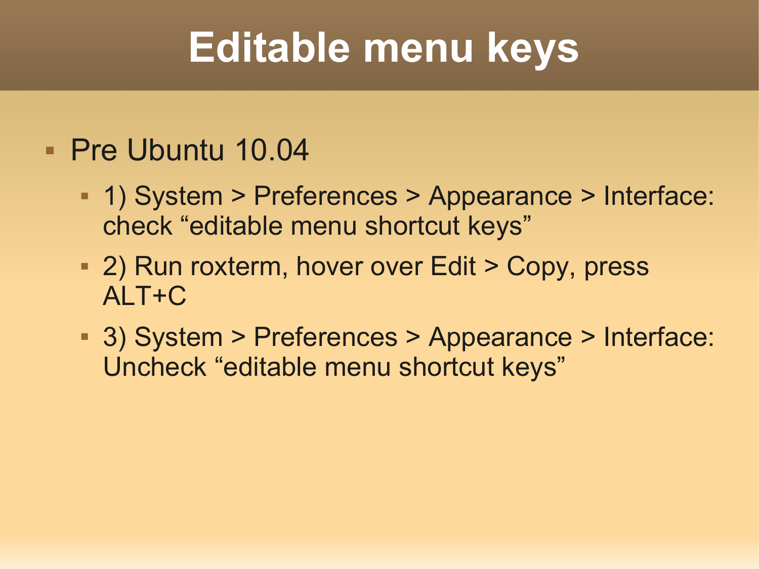# Editable menu keys

- Pre Ubuntu 10.04
  - 1) System > Preferences > Appearance > Interface: check “editable menu shortcut keys”
  - 2) Run roxterm, hover over Edit > Copy, press ALT+C
  - 3) System > Preferences > Appearance > Interface: Uncheck “editable menu shortcut keys”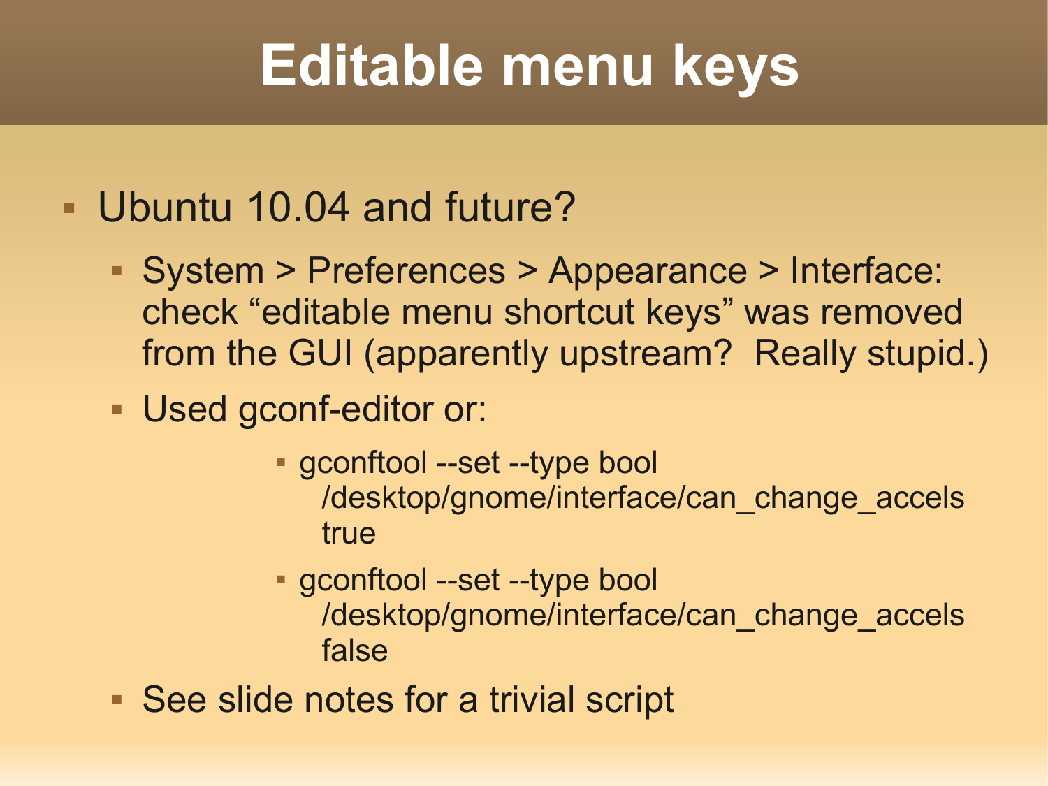# Editable menu keys

- Ubuntu 10.04 and future?
  - System > Preferences > Appearance > Interface: check "editable menu shortcut keys" was removed from the GUI (apparently upstream? Really stupid.)
  - Used gconf-editor or:
    - gconftool --set --type bool /desktop/gnome/interface/can_change_accels true
    - gconftool --set --type bool /desktop/gnome/interface/can_change_accels false
  - See slide notes for a trivial script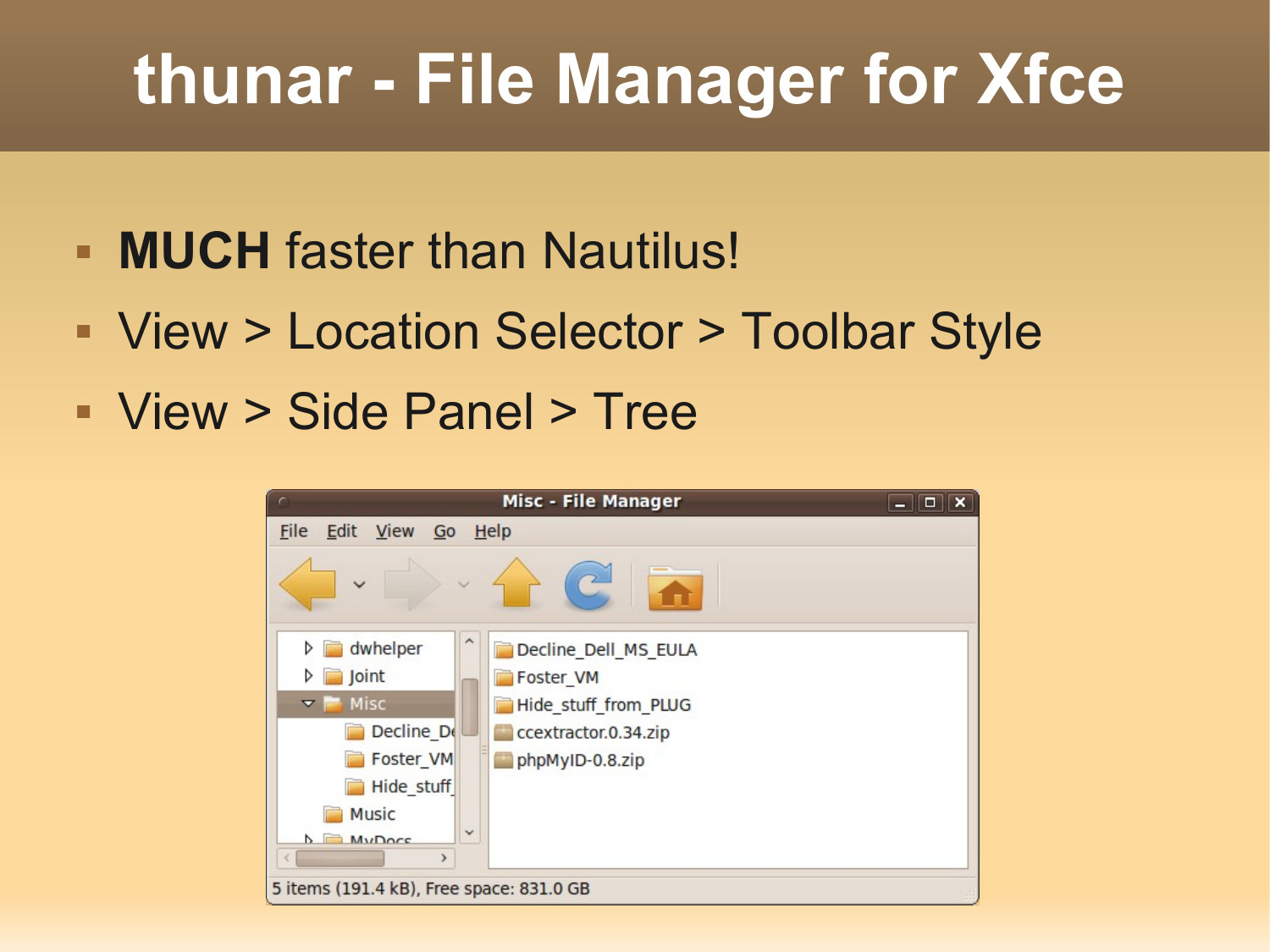# thunar - File Manager for Xfce

- **MUCH** faster than Nautilus!
- View > Location Selector > Toolbar Style
- View > Side Panel > Tree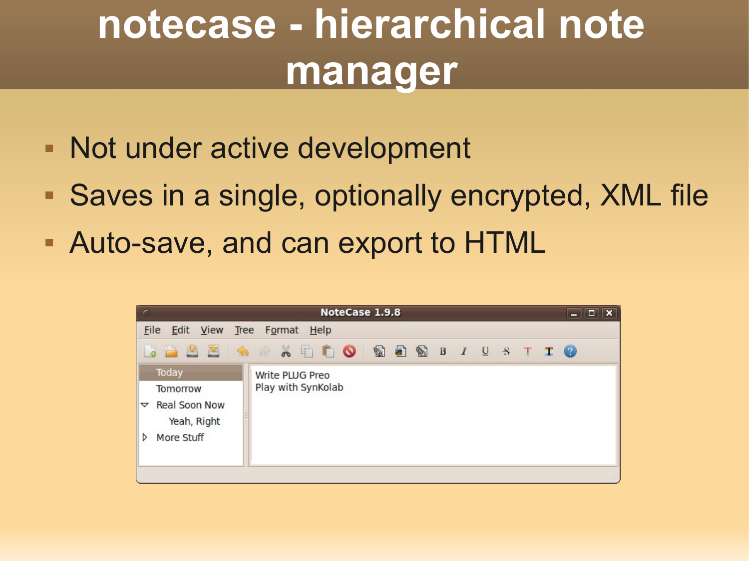# notecase - hierarchical note manager

- Not under active development
- Saves in a single, optionally encrypted, XML file
- Auto-save, and can export to HTML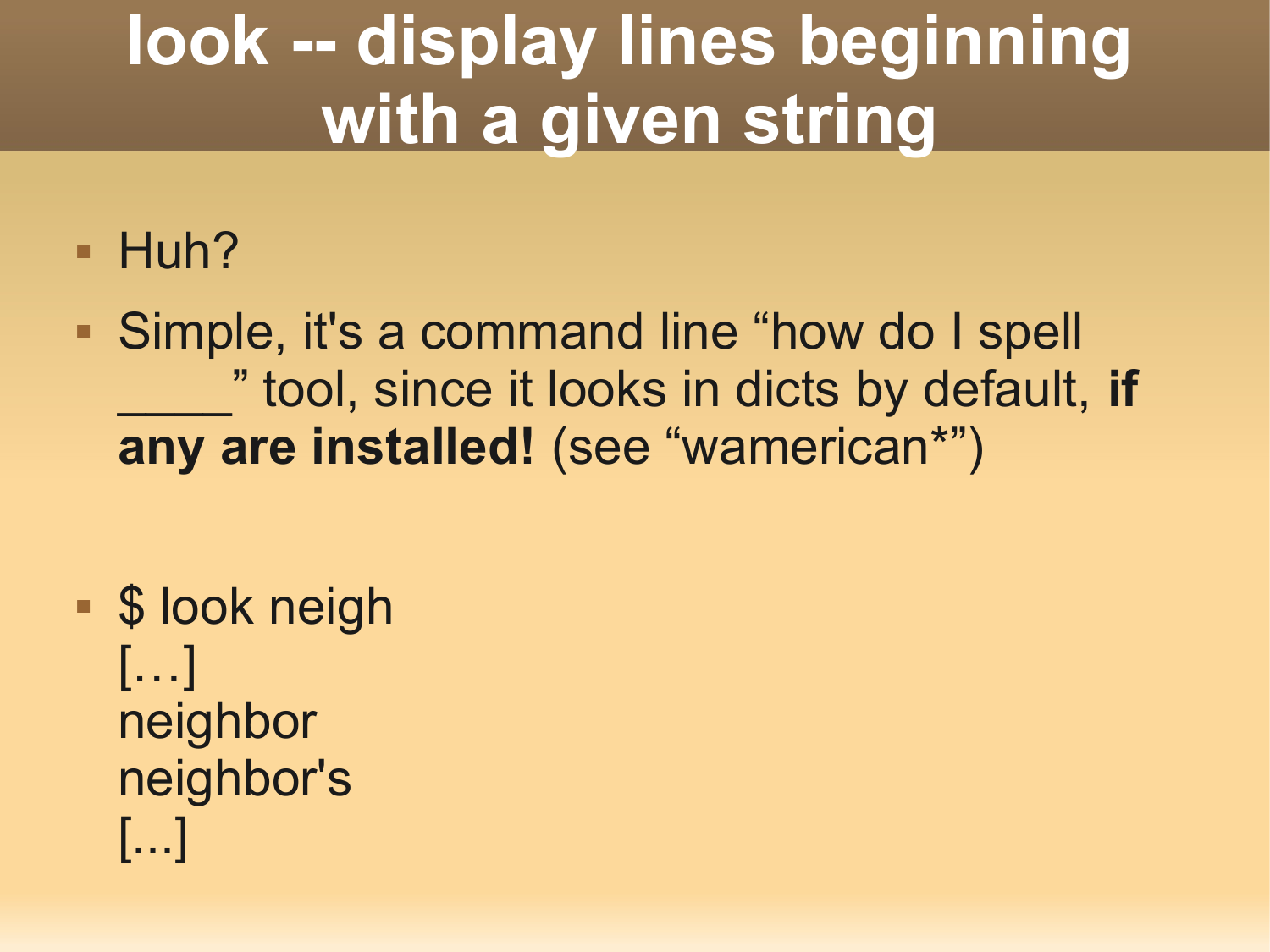# look -- display lines beginning with a given string

- Huh?
- Simple, it's a command line “how do I spell ____” tool, since it looks in dicts by default, **if any are installed!** (see “wamerican*”)

- $ look neigh
  […]
  neighbor
  neighbor's
  [...]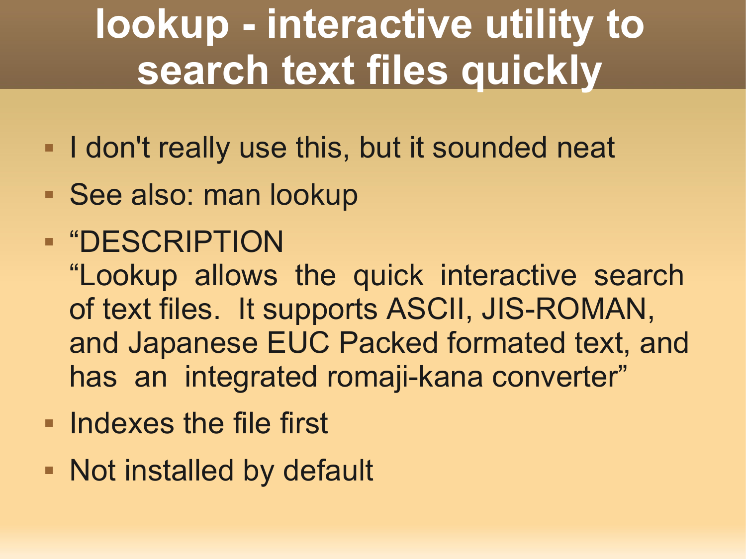# lookup - interactive utility to search text files quickly

- I don't really use this, but it sounded neat
- See also: man lookup
- “DESCRIPTION
  “Lookup allows the quick interactive search of text files. It supports ASCII, JIS-ROMAN, and Japanese EUC Packed formated text, and has an integrated romaji-kana converter”
- Indexes the file first
- Not installed by default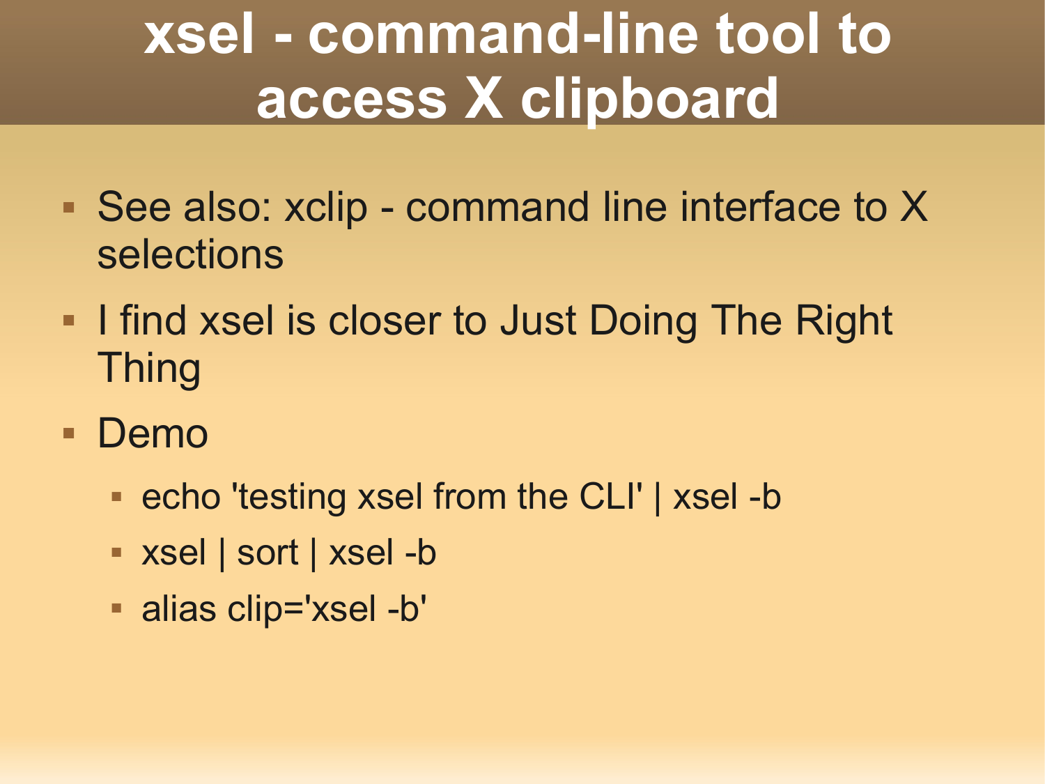# xsel - command-line tool to access X clipboard

- See also: xclip - command line interface to X selections
- I find xsel is closer to Just Doing The Right Thing
- Demo
  - echo 'testing xsel from the CLI' | xsel -b
  - xsel | sort | xsel -b
  - alias clip='xsel -b'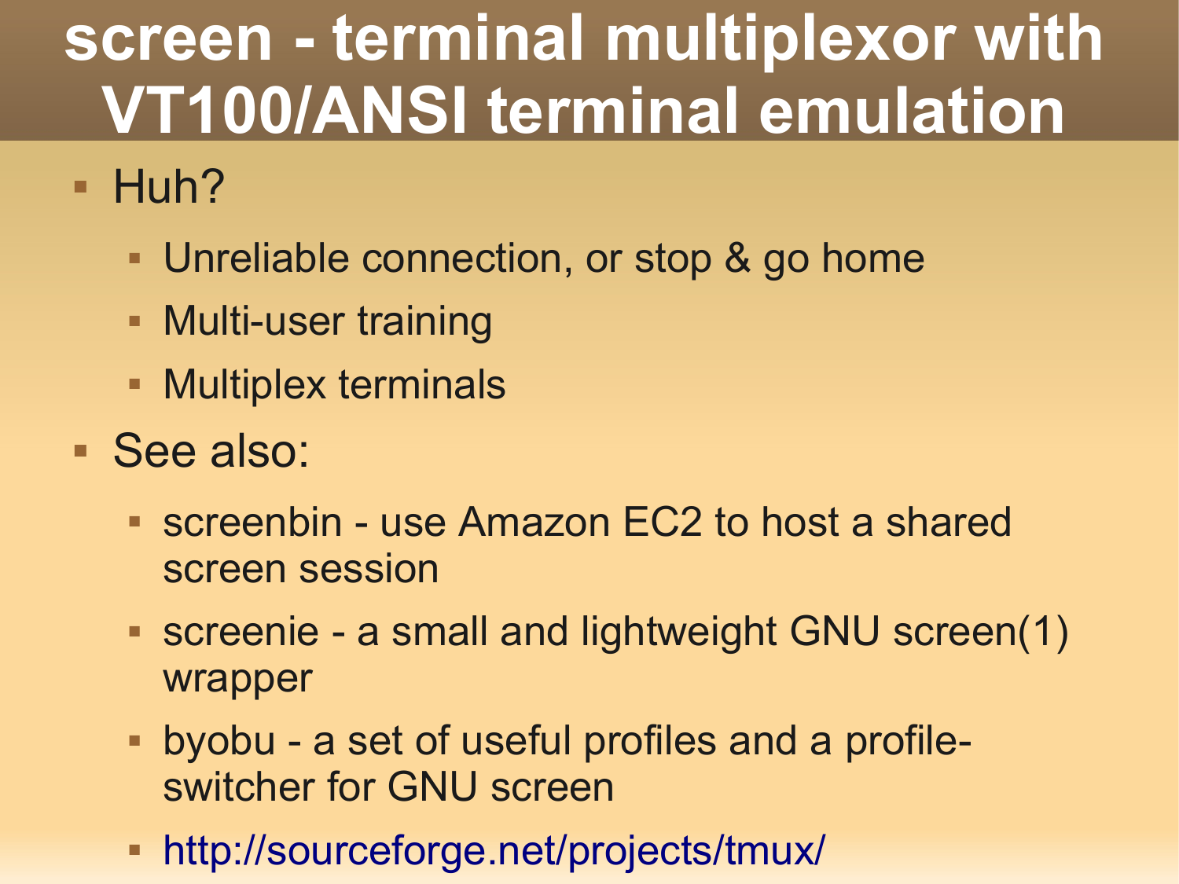# screen - terminal multiplexor with VT100/ANSI terminal emulation

- Huh?
  - Unreliable connection, or stop & go home
  - Multi-user training
  - Multiplex terminals
- See also:
  - screenbin - use Amazon EC2 to host a shared screen session
  - screenie - a small and lightweight GNU screen(1) wrapper
  - byobu - a set of useful profiles and a profile-switcher for GNU screen
  - http://sourceforge.net/projects/tmux/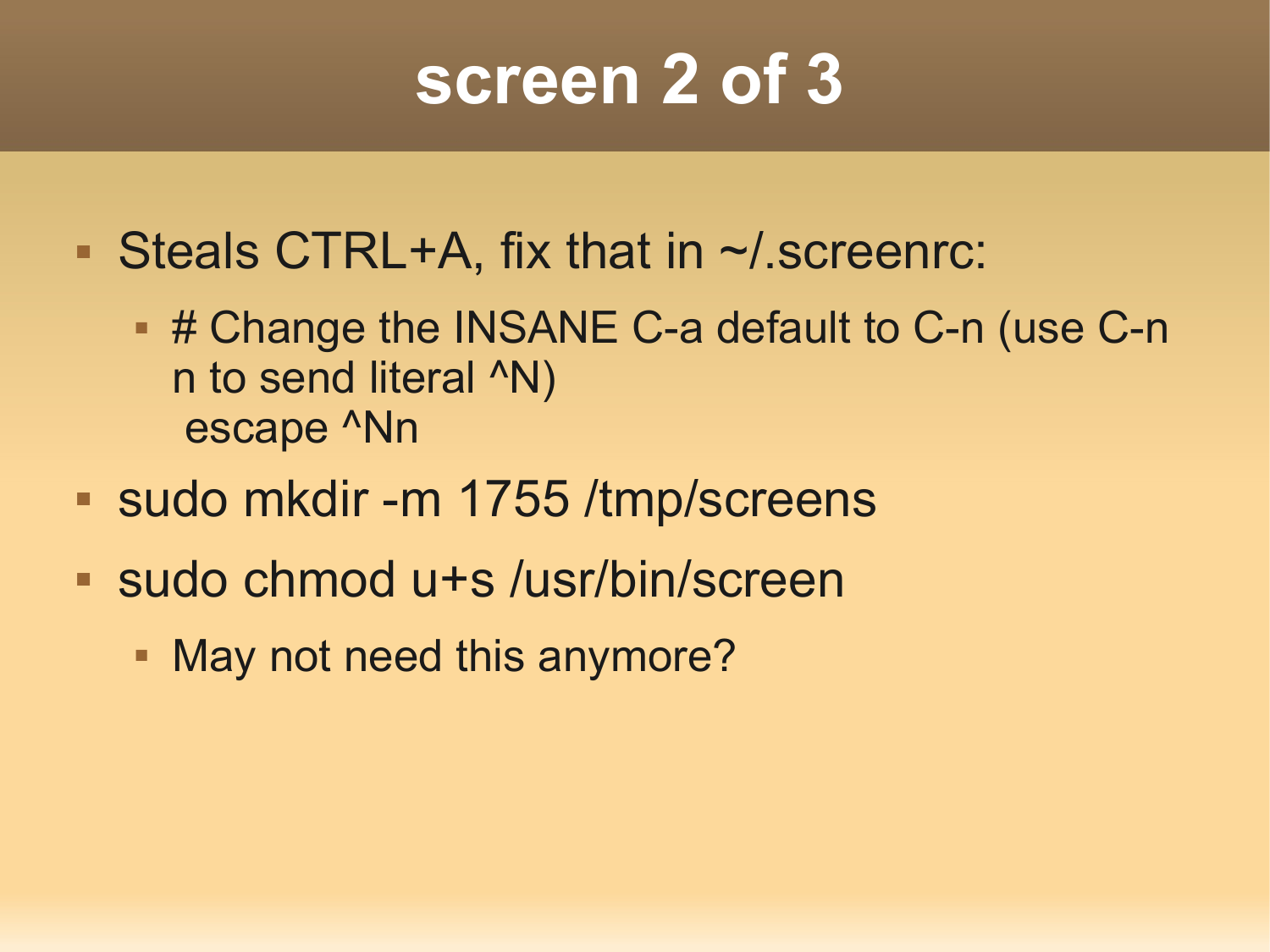# screen 2 of 3

- Steals CTRL+A, fix that in ~/.screenrc:
  - # Change the INSANE C-a default to C-n (use C-n n to send literal ^N)
    escape ^Nn
- sudo mkdir -m 1755 /tmp/screens
- sudo chmod u+s /usr/bin/screen
  - May not need this anymore?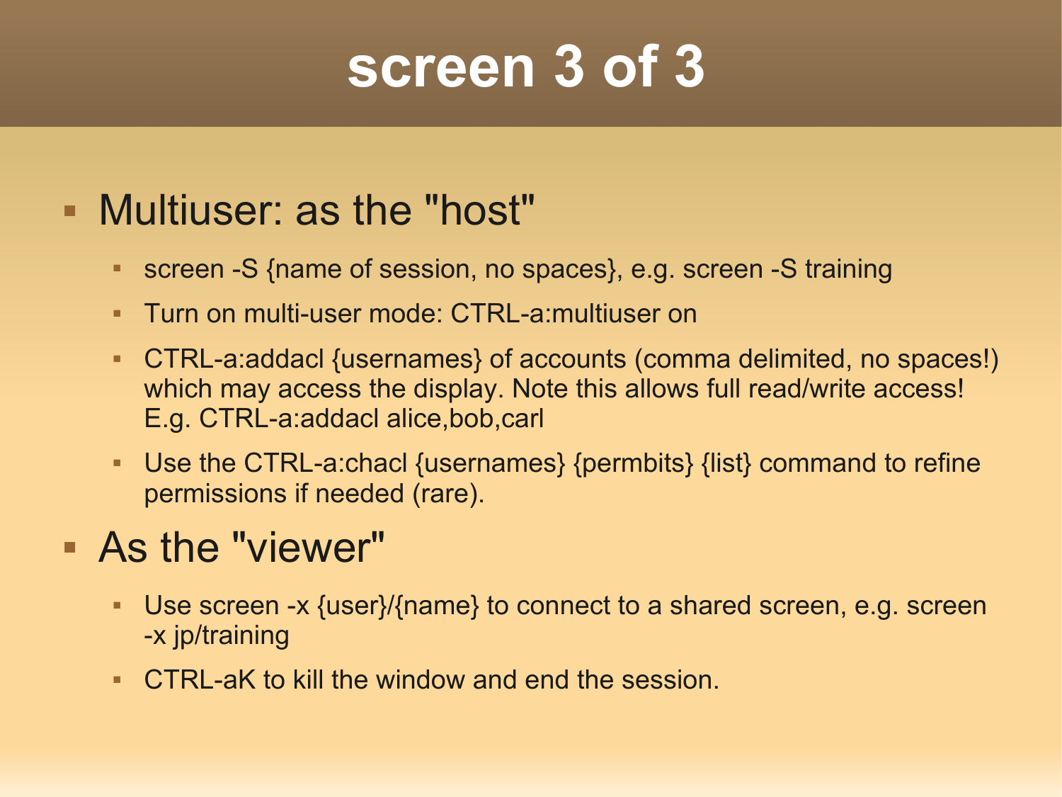# screen 3 of 3

- Multiuser: as the "host"
  - screen -S {name of session, no spaces}, e.g. screen -S training
  - Turn on multi-user mode: CTRL-a:multiuser on
  - CTRL-a:addacl {usernames} of accounts (comma delimited, no spaces!) which may access the display. Note this allows full read/write access! E.g. CTRL-a:addacl alice,bob,carl
  - Use the CTRL-a:chacl {usernames} {permbits} {list} command to refine permissions if needed (rare).
- As the "viewer"
  - Use screen -x {user}/{name} to connect to a shared screen, e.g. screen -x jp/training
  - CTRL-aK to kill the window and end the session.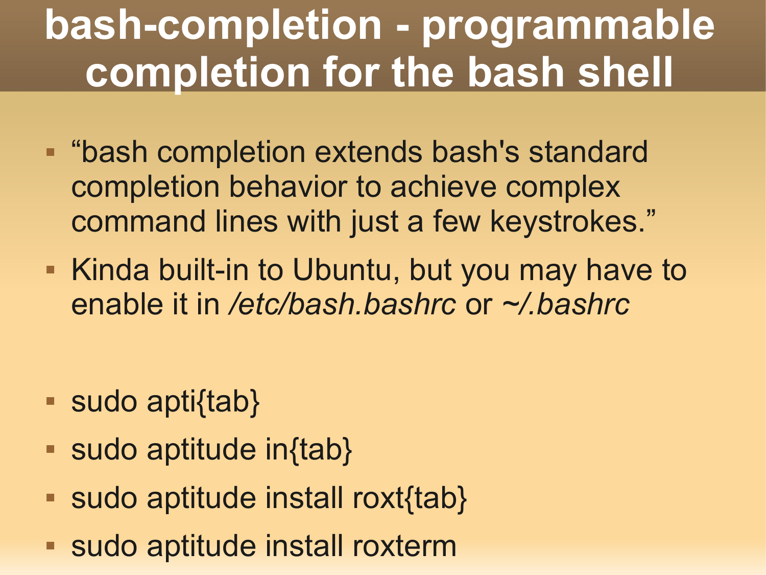# bash-completion - programmable completion for the bash shell

- "bash completion extends bash's standard completion behavior to achieve complex command lines with just a few keystrokes."
- Kinda built-in to Ubuntu, but you may have to enable it in */etc/bash.bashrc* or *~/.bashrc*

- sudo apti{tab}
- sudo aptitude in{tab}
- sudo aptitude install roxt{tab}
- sudo aptitude install roxterm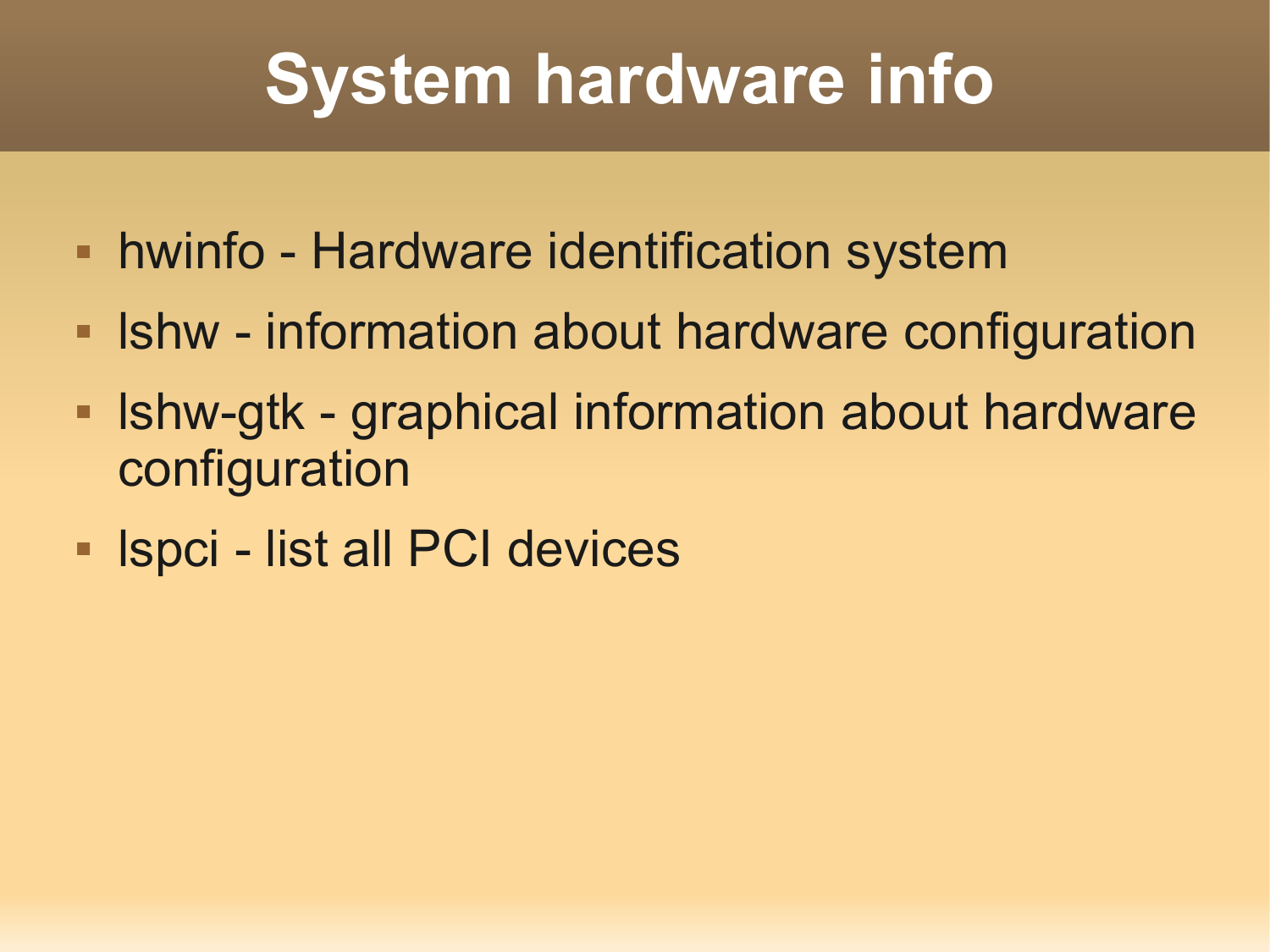# System hardware info

- hwinfo - Hardware identification system
- lshw - information about hardware configuration
- lshw-gtk - graphical information about hardware configuration
- lspci - list all PCI devices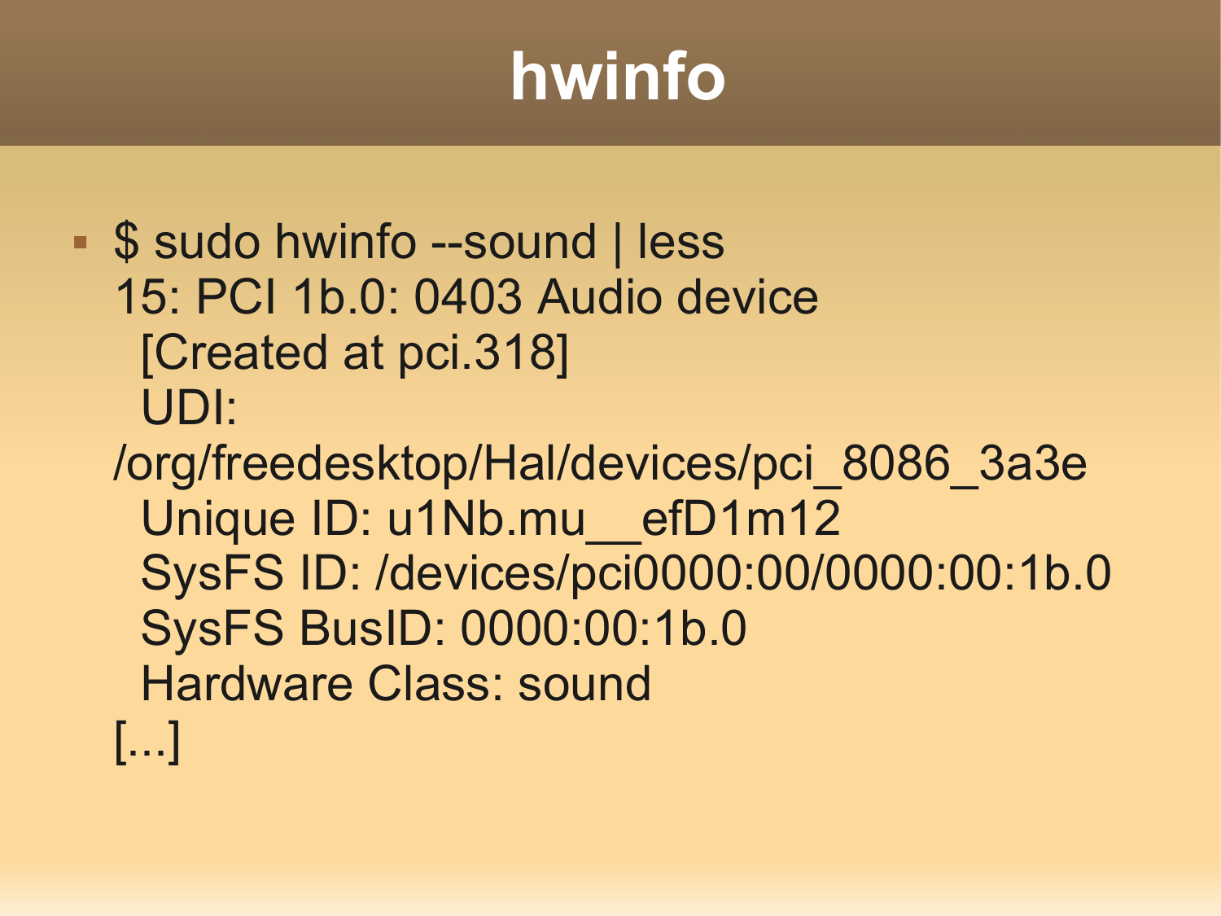# hwinfo

- $ sudo hwinfo --sound | less

```
15: PCI 1b.0: 0403 Audio device
  [Created at pci.318]
  UDI:
/org/freedesktop/Hal/devices/pci_8086_3a3e
  Unique ID: u1Nb.mu__efD1m12
  SysFS ID: /devices/pci0000:00/0000:00:1b.0
  SysFS BusID: 0000:00:1b.0
  Hardware Class: sound
[...]
```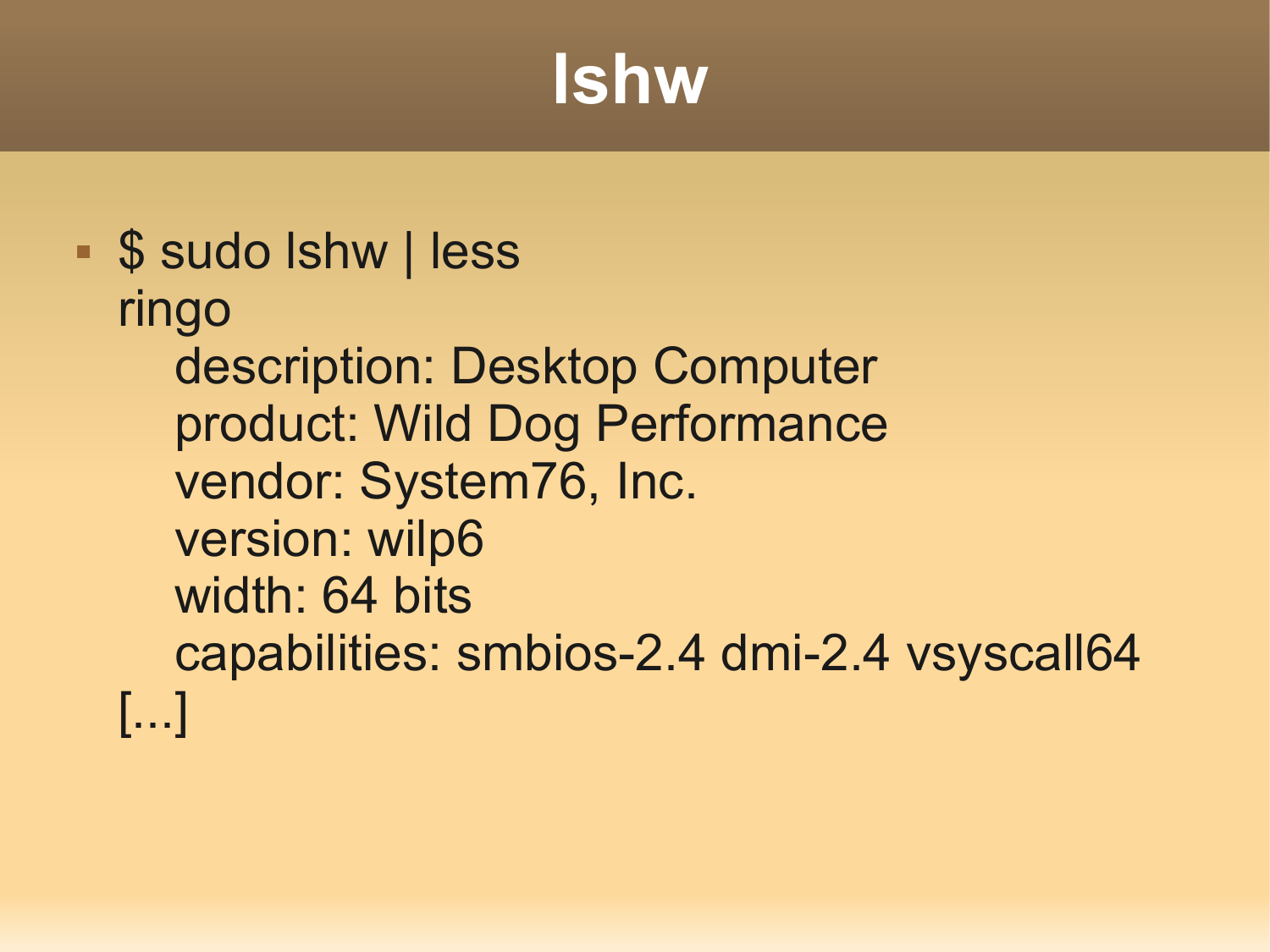# lshw

- $ sudo lshw | less

```
ringo
    description: Desktop Computer
    product: Wild Dog Performance
    vendor: System76, Inc.
    version: wilp6
    width: 64 bits
    capabilities: smbios-2.4 dmi-2.4 vsyscall64
[...]
```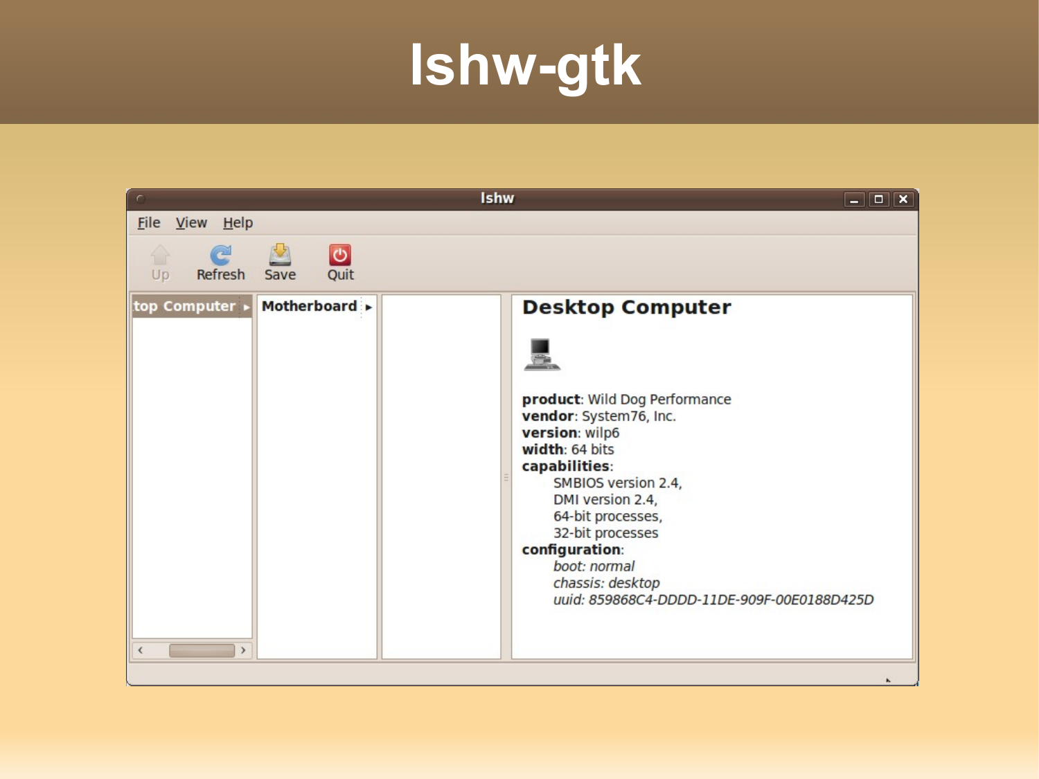# lshw-gtk

lshw

File View Help

Up Refresh Save Quit

top Computer ▸ | Motherboard ▸

## Desktop Computer

**product**: Wild Dog Performance
**vendor**: System76, Inc.
**version**: wilp6
**width**: 64 bits
**capabilities**:
SMBIOS version 2.4,
DMI version 2.4,
64-bit processes,
32-bit processes
**configuration**:
*boot: normal*
*chassis: desktop*
*uuid: 859868C4-DDDD-11DE-909F-00E0188D425D*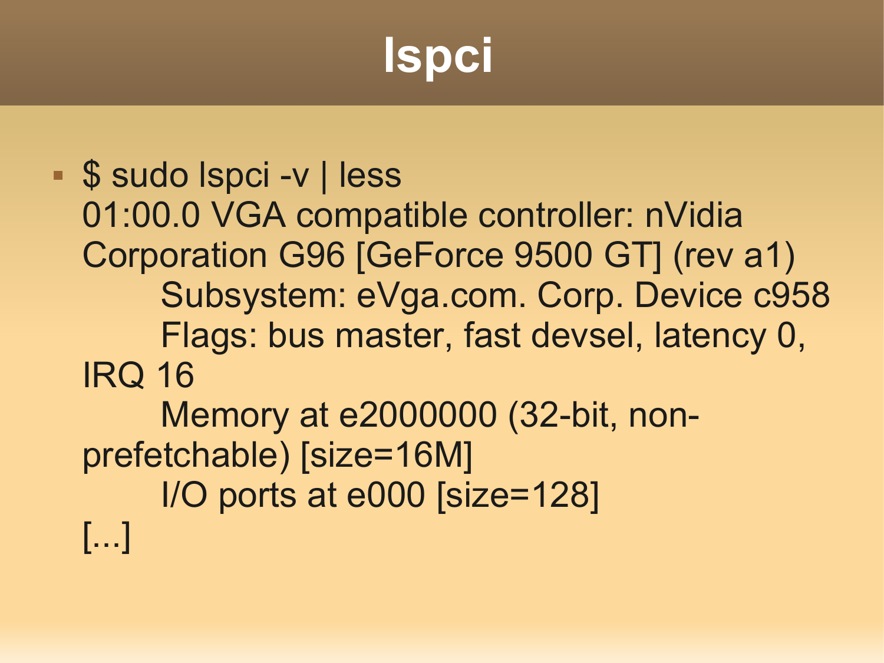# lspci

- $ sudo lspci -v | less

```
01:00.0 VGA compatible controller: nVidia Corporation G96 [GeForce 9500 GT] (rev a1)
        Subsystem: eVga.com. Corp. Device c958
        Flags: bus master, fast devsel, latency 0, IRQ 16
        Memory at e2000000 (32-bit, non-prefetchable) [size=16M]
        I/O ports at e000 [size=128]
[...]
```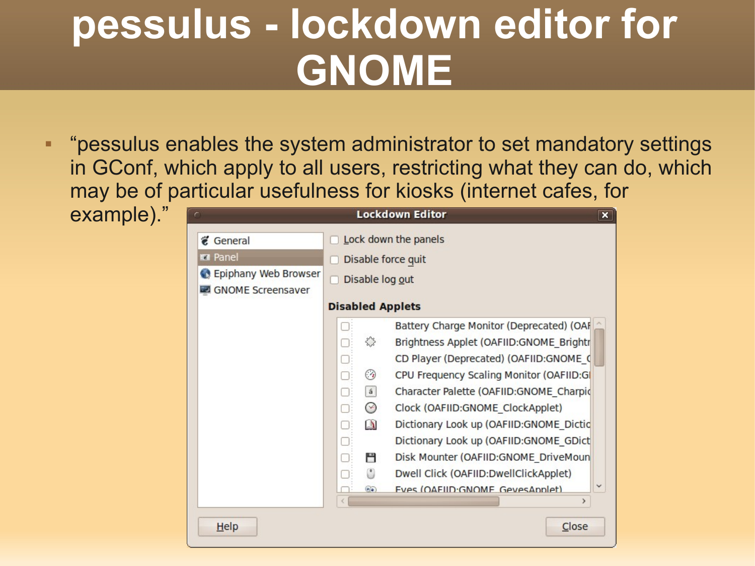# pessulus - lockdown editor for GNOME

- "pessulus enables the system administrator to set mandatory settings in GConf, which apply to all users, restricting what they can do, which may be of particular usefulness for kiosks (internet cafes, for example)."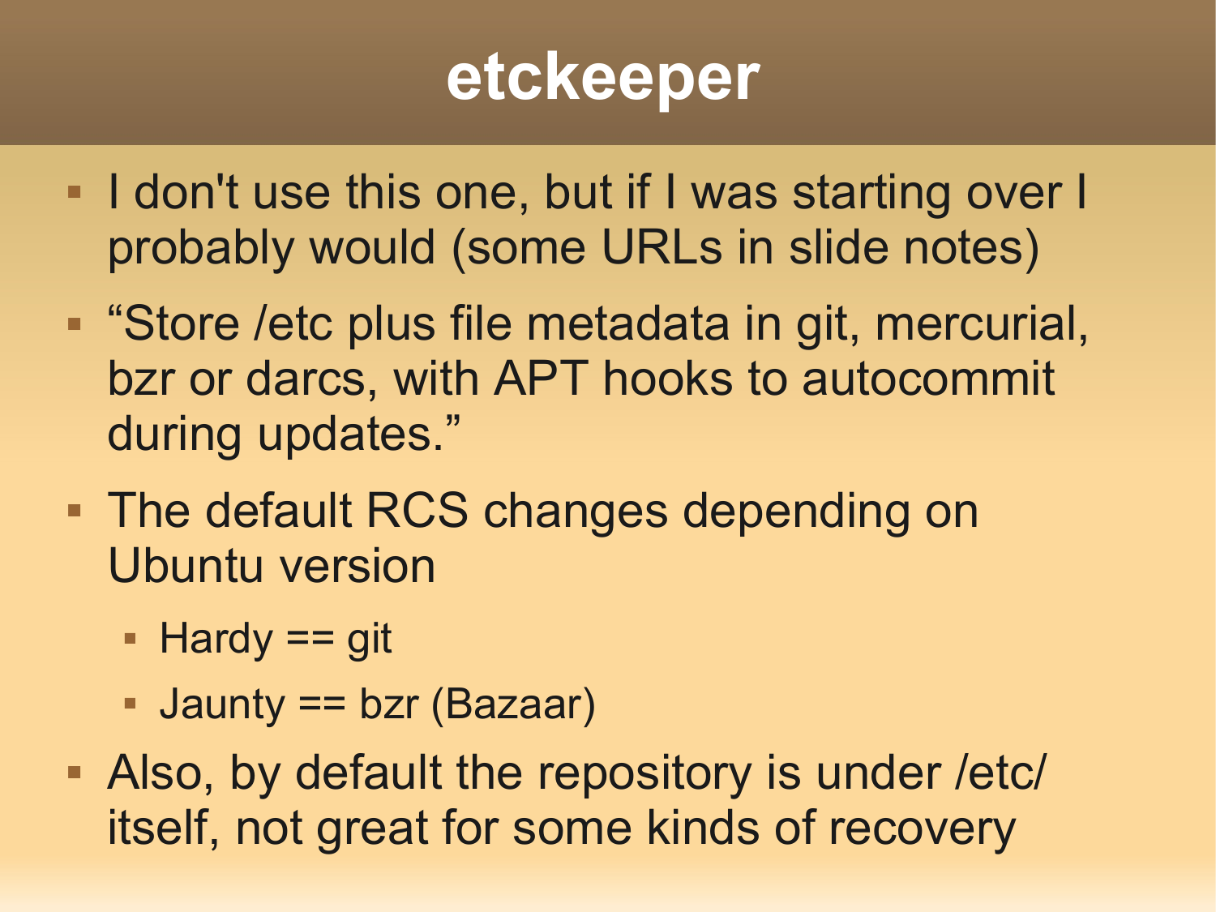# etckeeper

- I don't use this one, but if I was starting over I probably would (some URLs in slide notes)
- “Store /etc plus file metadata in git, mercurial, bzr or darcs, with APT hooks to autocommit during updates.”
- The default RCS changes depending on Ubuntu version
  - Hardy == git
  - Jaunty == bzr (Bazaar)
- Also, by default the repository is under /etc/ itself, not great for some kinds of recovery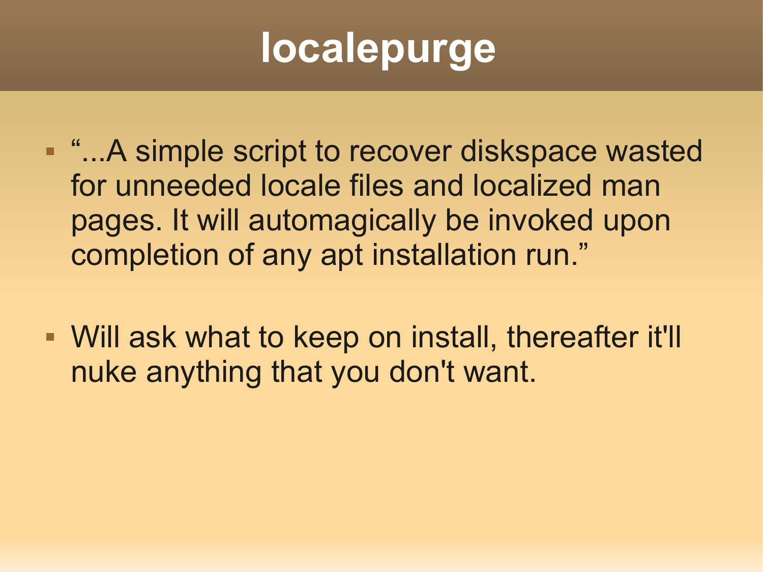# localepurge

- "...A simple script to recover diskspace wasted for unneeded locale files and localized man pages. It will automagically be invoked upon completion of any apt installation run."
- Will ask what to keep on install, thereafter it'll nuke anything that you don't want.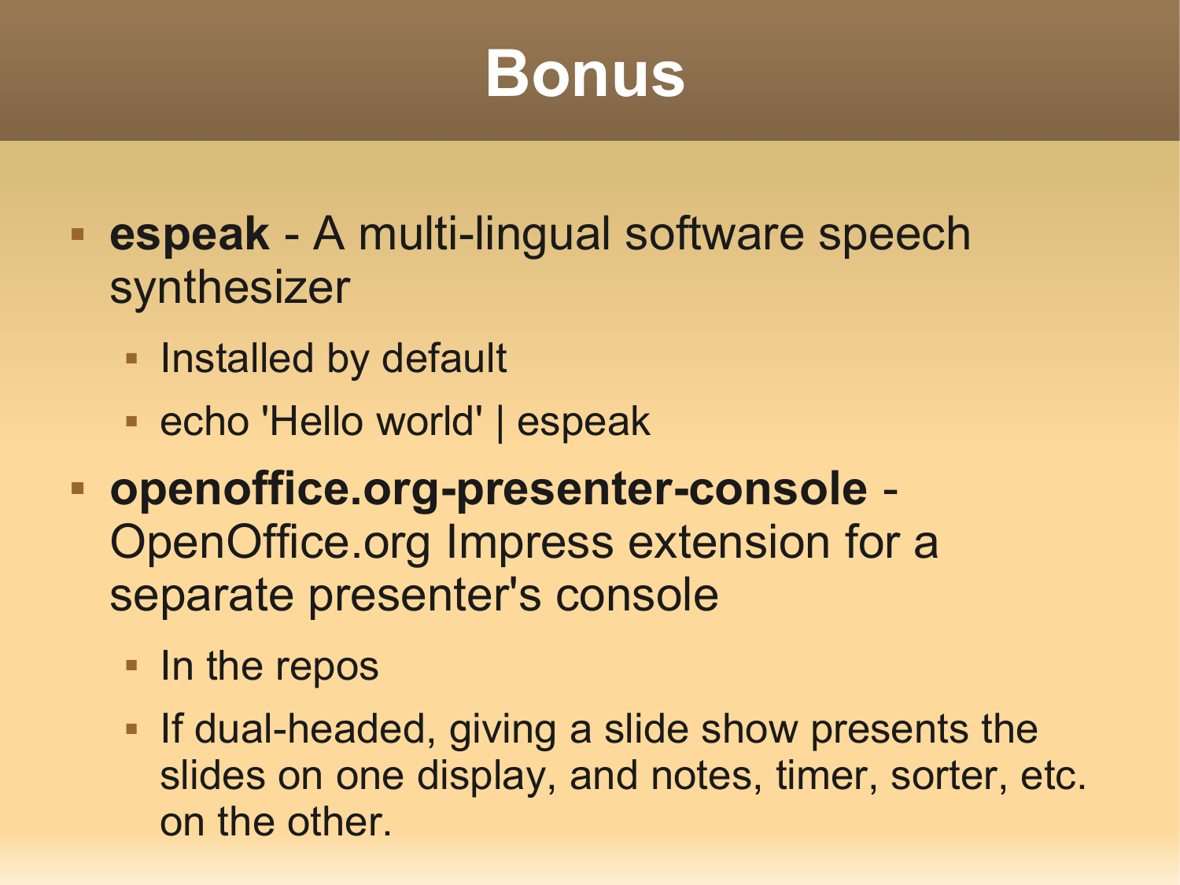# Bonus

- **espeak** - A multi-lingual software speech synthesizer
  - Installed by default
  - echo 'Hello world' | espeak
- **openoffice.org-presenter-console** - OpenOffice.org Impress extension for a separate presenter's console
  - In the repos
  - If dual-headed, giving a slide show presents the slides on one display, and notes, timer, sorter, etc. on the other.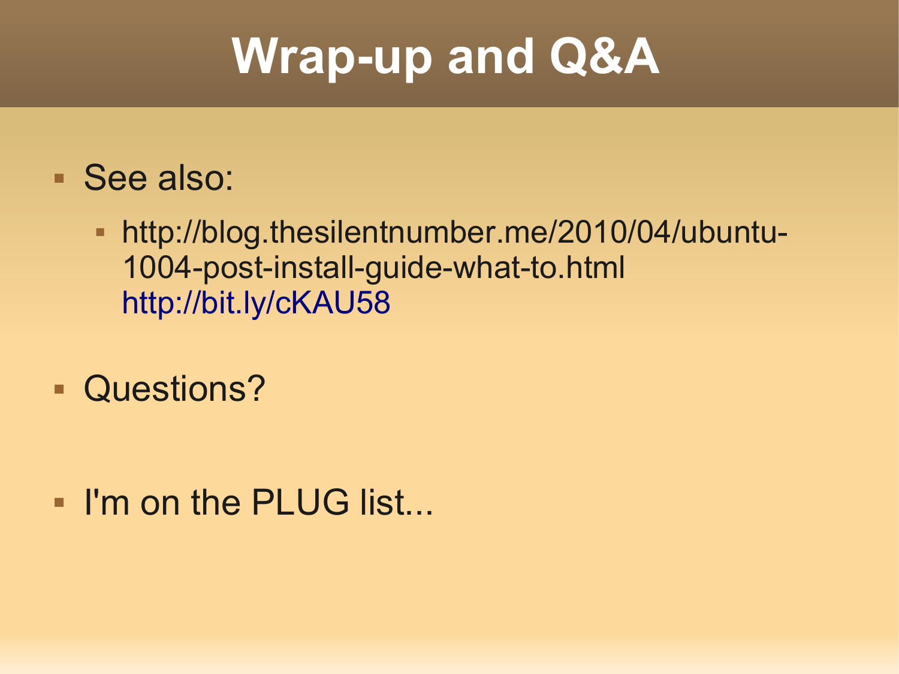# Wrap-up and Q&A

- See also:
  - http://blog.thesilentnumber.me/2010/04/ubuntu-1004-post-install-guide-what-to.html
    http://bit.ly/cKAU58
- Questions?
- I'm on the PLUG list...